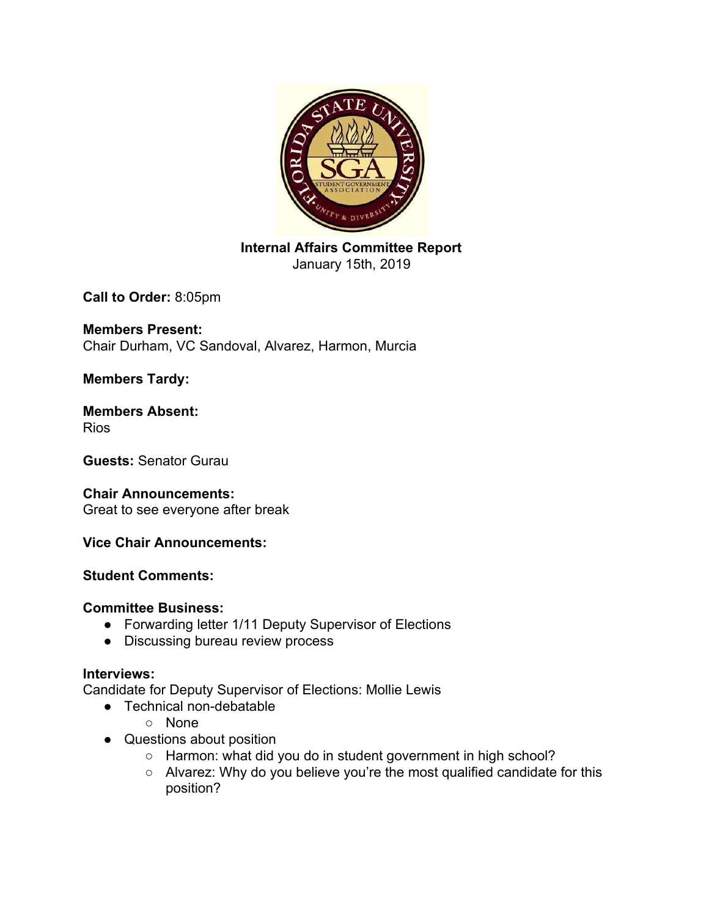**Internal Affairs Committee Report**
January 15th, 2019

**Call to Order:** 8:05pm

**Members Present:**
Chair Durham, VC Sandoval, Alvarez, Harmon, Murcia

**Members Tardy:**

**Members Absent:**
Rios

**Guests:** Senator Gurau

**Chair Announcements:**
Great to see everyone after break

**Vice Chair Announcements:**

**Student Comments:**

**Committee Business:**

- Forwarding letter 1/11 Deputy Supervisor of Elections
- Discussing bureau review process

**Interviews:**
Candidate for Deputy Supervisor of Elections: Mollie Lewis

- Technical non-debatable
  - None
- Questions about position
  - Harmon: what did you do in student government in high school?
  - Alvarez: Why do you believe you're the most qualified candidate for this position?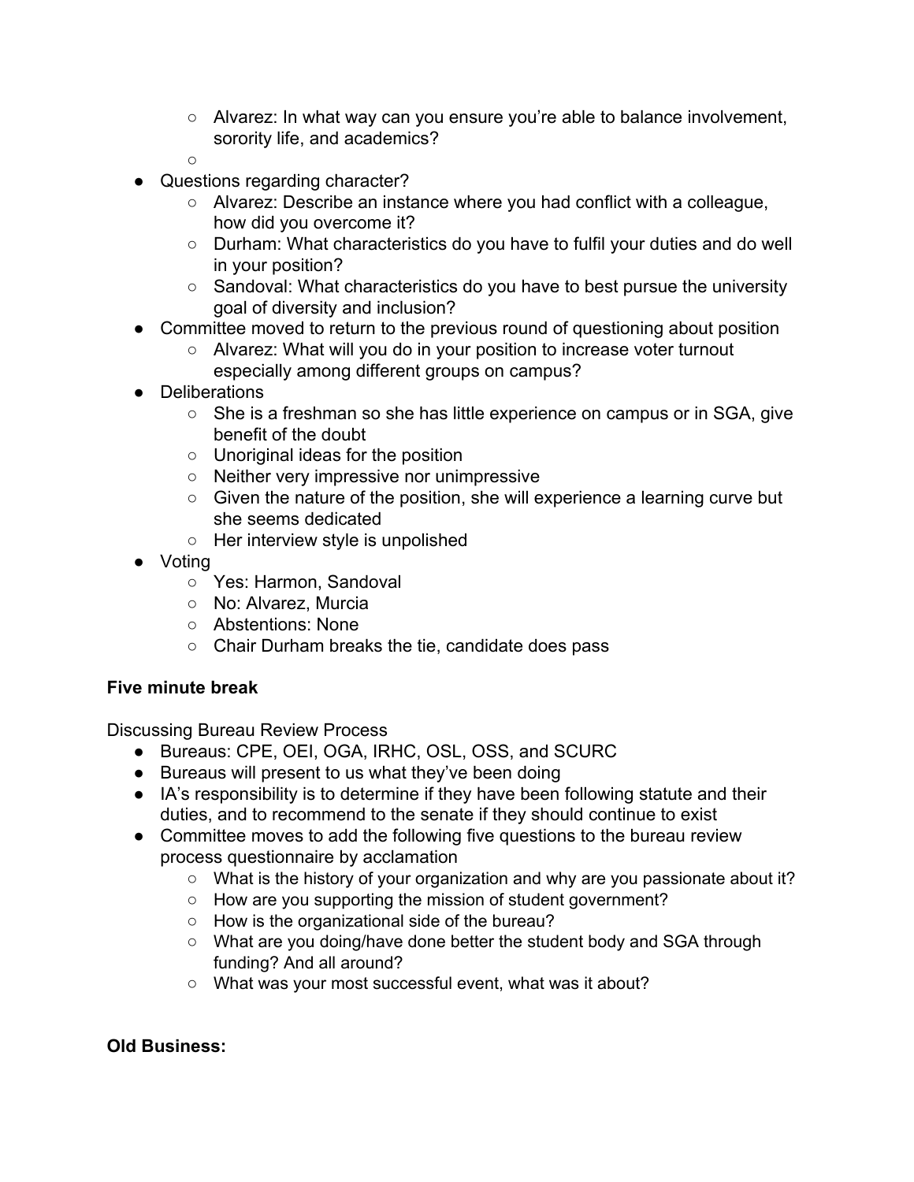- Alvarez: In what way can you ensure you're able to balance involvement, sorority life, and academics?
    -
- Questions regarding character?
    - Alvarez: Describe an instance where you had conflict with a colleague, how did you overcome it?
    - Durham: What characteristics do you have to fulfil your duties and do well in your position?
    - Sandoval: What characteristics do you have to best pursue the university goal of diversity and inclusion?
- Committee moved to return to the previous round of questioning about position
    - Alvarez: What will you do in your position to increase voter turnout especially among different groups on campus?
- Deliberations
    - She is a freshman so she has little experience on campus or in SGA, give benefit of the doubt
    - Unoriginal ideas for the position
    - Neither very impressive nor unimpressive
    - Given the nature of the position, she will experience a learning curve but she seems dedicated
    - Her interview style is unpolished
- Voting
    - Yes: Harmon, Sandoval
    - No: Alvarez, Murcia
    - Abstentions: None
    - Chair Durham breaks the tie, candidate does pass

**Five minute break**

Discussing Bureau Review Process

- Bureaus: CPE, OEI, OGA, IRHC, OSL, OSS, and SCURC
- Bureaus will present to us what they've been doing
- IA's responsibility is to determine if they have been following statute and their duties, and to recommend to the senate if they should continue to exist
- Committee moves to add the following five questions to the bureau review process questionnaire by acclamation
    - What is the history of your organization and why are you passionate about it?
    - How are you supporting the mission of student government?
    - How is the organizational side of the bureau?
    - What are you doing/have done better the student body and SGA through funding? And all around?
    - What was your most successful event, what was it about?

**Old Business:**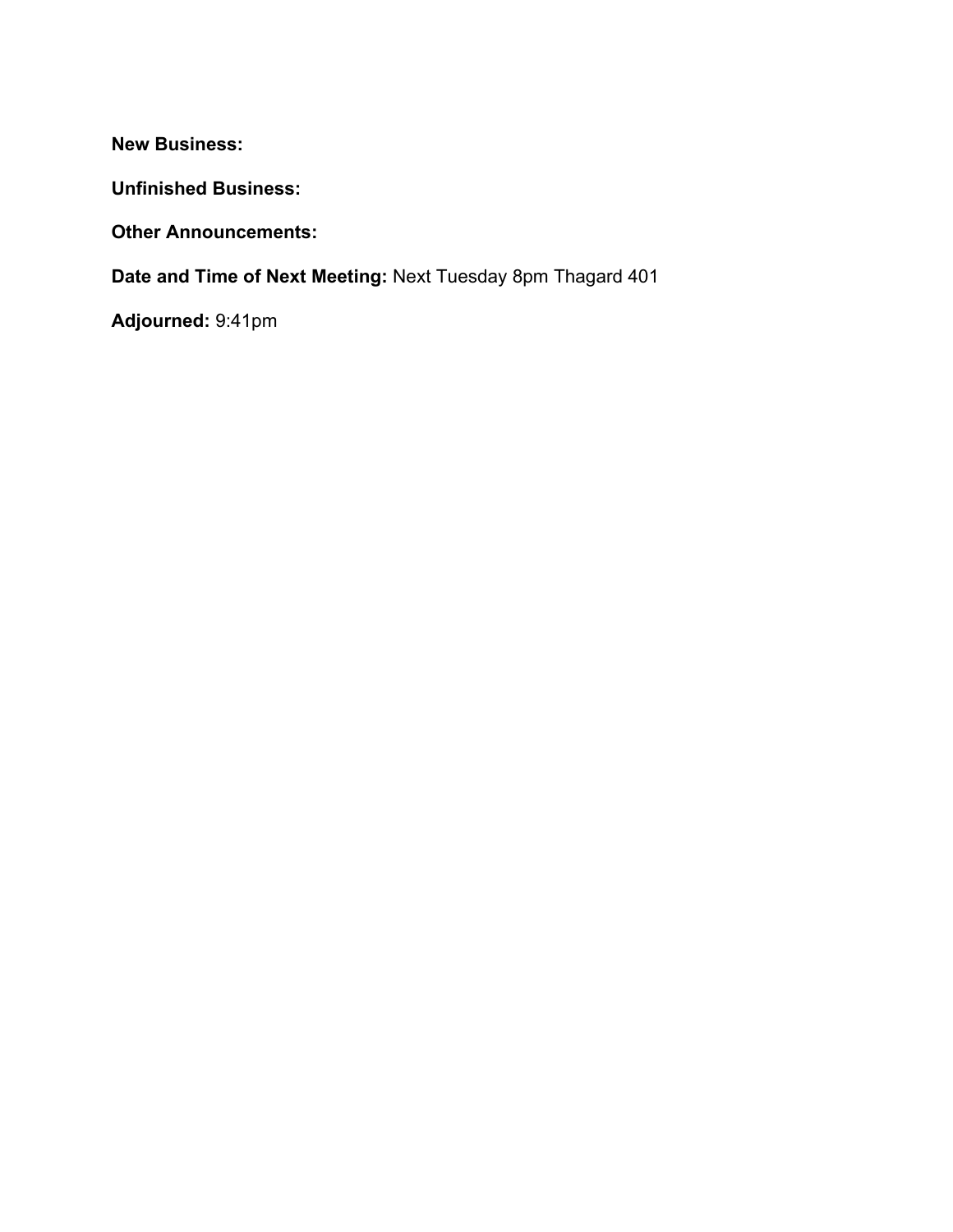**New Business:**

**Unfinished Business:**

**Other Announcements:**

**Date and Time of Next Meeting:** Next Tuesday 8pm Thagard 401

**Adjourned:** 9:41pm